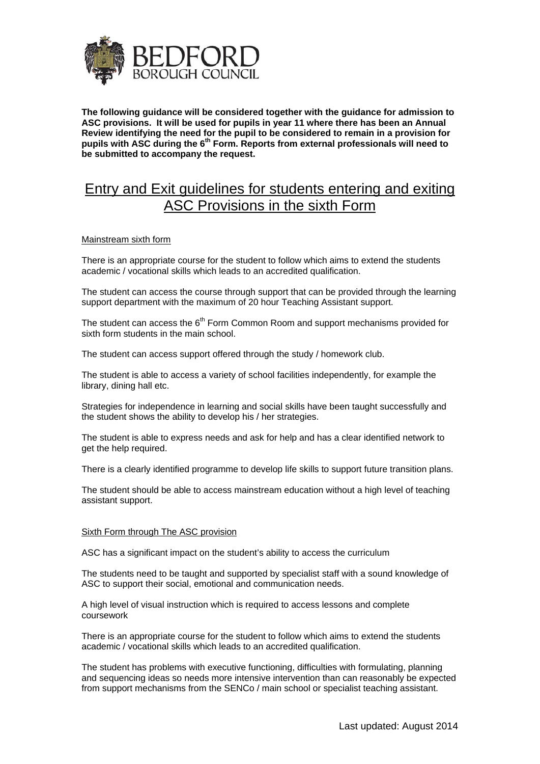**The following guidance will be considered together with the guidance for admission to ASC provisions. It will be used for pupils in year 11 where there has been an Annual Review identifying the need for the pupil to be considered to remain in a provision for pupils with ASC during the 6th Form. Reports from external professionals will need to be submitted to accompany the request.**

# Entry and Exit guidelines for students entering and exiting ASC Provisions in the sixth Form

## Mainstream sixth form

There is an appropriate course for the student to follow which aims to extend the students academic / vocational skills which leads to an accredited qualification.

The student can access the course through support that can be provided through the learning support department with the maximum of 20 hour Teaching Assistant support.

The student can access the 6th Form Common Room and support mechanisms provided for sixth form students in the main school.

The student can access support offered through the study / homework club.

The student is able to access a variety of school facilities independently, for example the library, dining hall etc.

Strategies for independence in learning and social skills have been taught successfully and the student shows the ability to develop his / her strategies.

The student is able to express needs and ask for help and has a clear identified network to get the help required.

There is a clearly identified programme to develop life skills to support future transition plans.

The student should be able to access mainstream education without a high level of teaching assistant support.

## Sixth Form through The ASC provision

ASC has a significant impact on the student's ability to access the curriculum

The students need to be taught and supported by specialist staff with a sound knowledge of ASC to support their social, emotional and communication needs.

A high level of visual instruction which is required to access lessons and complete coursework

There is an appropriate course for the student to follow which aims to extend the students academic / vocational skills which leads to an accredited qualification.

The student has problems with executive functioning, difficulties with formulating, planning and sequencing ideas so needs more intensive intervention than can reasonably be expected from support mechanisms from the SENCo / main school or specialist teaching assistant.

Last updated: August 2014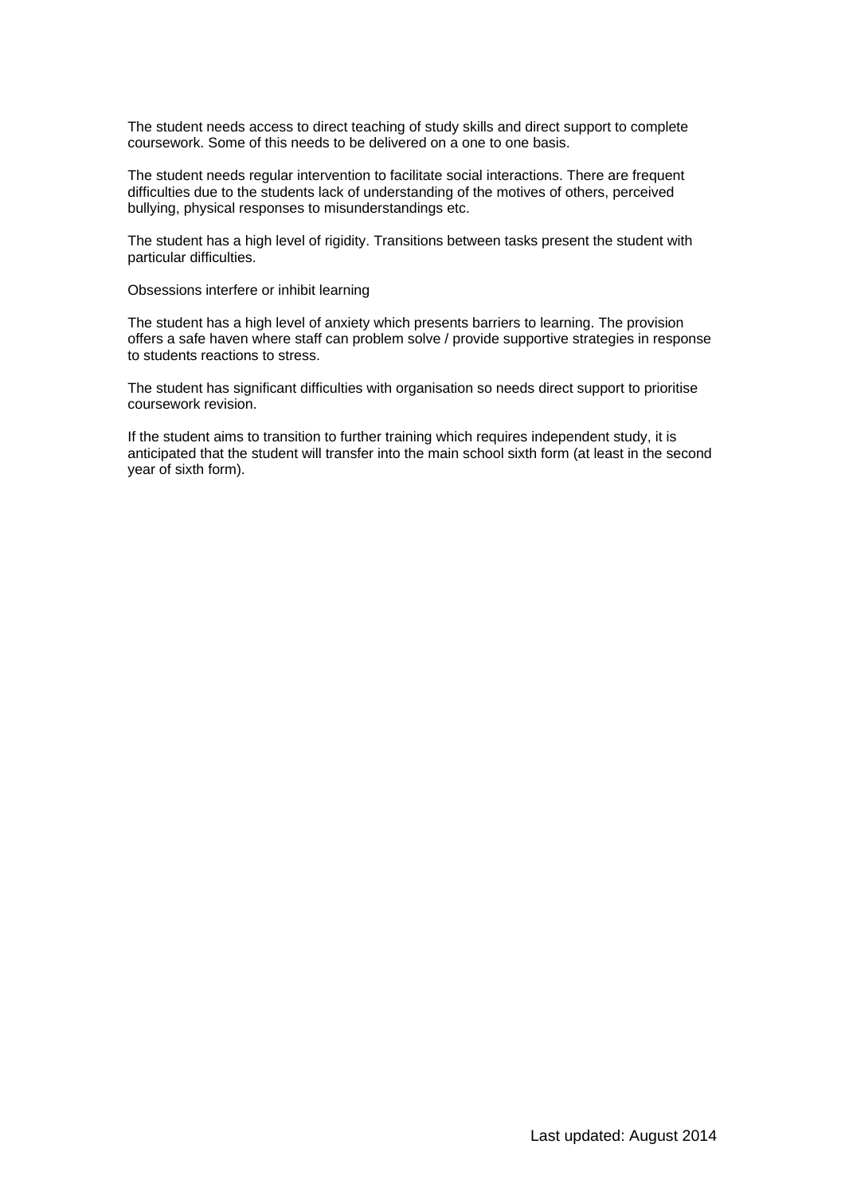The student needs access to direct teaching of study skills and direct support to complete coursework. Some of this needs to be delivered on a one to one basis.

The student needs regular intervention to facilitate social interactions. There are frequent difficulties due to the students lack of understanding of the motives of others, perceived bullying, physical responses to misunderstandings etc.

The student has a high level of rigidity. Transitions between tasks present the student with particular difficulties.

Obsessions interfere or inhibit learning

The student has a high level of anxiety which presents barriers to learning. The provision offers a safe haven where staff can problem solve / provide supportive strategies in response to students reactions to stress.

The student has significant difficulties with organisation so needs direct support to prioritise coursework revision.

If the student aims to transition to further training which requires independent study, it is anticipated that the student will transfer into the main school sixth form (at least in the second year of sixth form).

Last updated: August 2014